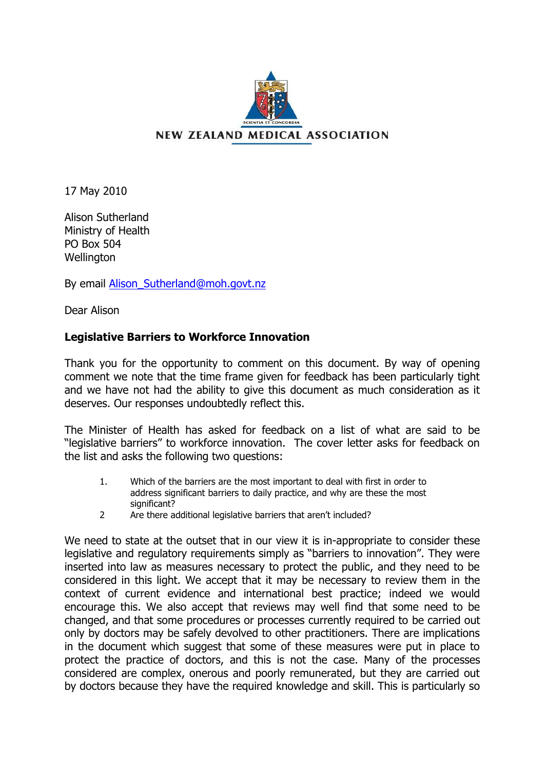NEW ZEALAND MEDICAL ASSOCIATION

17 May 2010

Alison Sutherland
Ministry of Health
PO Box 504
Wellington

By email [Alison_Sutherland@moh.govt.nz](mailto:Alison_Sutherland@moh.govt.nz)

Dear Alison

**Legislative Barriers to Workforce Innovation**

Thank you for the opportunity to comment on this document. By way of opening comment we note that the time frame given for feedback has been particularly tight and we have not had the ability to give this document as much consideration as it deserves. Our responses undoubtedly reflect this.

The Minister of Health has asked for feedback on a list of what are said to be "legislative barriers" to workforce innovation. The cover letter asks for feedback on the list and asks the following two questions:

1. Which of the barriers are the most important to deal with first in order to address significant barriers to daily practice, and why are these the most significant?
2. Are there additional legislative barriers that aren't included?

We need to state at the outset that in our view it is in-appropriate to consider these legislative and regulatory requirements simply as "barriers to innovation". They were inserted into law as measures necessary to protect the public, and they need to be considered in this light. We accept that it may be necessary to review them in the context of current evidence and international best practice; indeed we would encourage this. We also accept that reviews may well find that some need to be changed, and that some procedures or processes currently required to be carried out only by doctors may be safely devolved to other practitioners. There are implications in the document which suggest that some of these measures were put in place to protect the practice of doctors, and this is not the case. Many of the processes considered are complex, onerous and poorly remunerated, but they are carried out by doctors because they have the required knowledge and skill. This is particularly so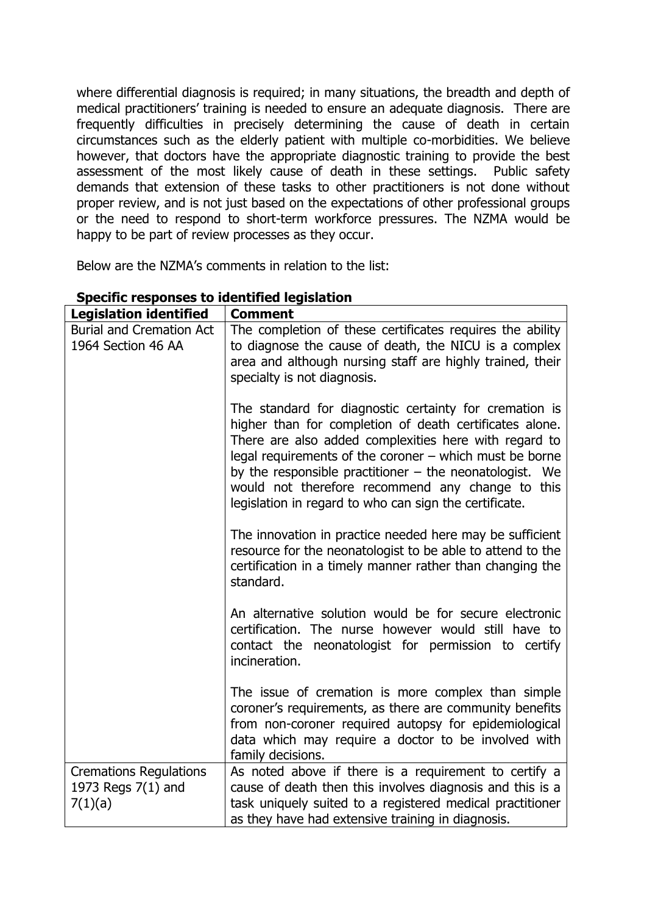where differential diagnosis is required; in many situations, the breadth and depth of medical practitioners' training is needed to ensure an adequate diagnosis. There are frequently difficulties in precisely determining the cause of death in certain circumstances such as the elderly patient with multiple co-morbidities. We believe however, that doctors have the appropriate diagnostic training to provide the best assessment of the most likely cause of death in these settings. Public safety demands that extension of these tasks to other practitioners is not done without proper review, and is not just based on the expectations of other professional groups or the need to respond to short-term workforce pressures. The NZMA would be happy to be part of review processes as they occur.

Below are the NZMA's comments in relation to the list:

**Specific responses to identified legislation**

| **Legislation identified** | **Comment** |
| --- | --- |
| Burial and Cremation Act 1964 Section 46 AA | The completion of these certificates requires the ability to diagnose the cause of death, the NICU is a complex area and although nursing staff are highly trained, their specialty is not diagnosis.<br><br>The standard for diagnostic certainty for cremation is higher than for completion of death certificates alone. There are also added complexities here with regard to legal requirements of the coroner – which must be borne by the responsible practitioner – the neonatologist. We would not therefore recommend any change to this legislation in regard to who can sign the certificate.<br><br>The innovation in practice needed here may be sufficient resource for the neonatologist to be able to attend to the certification in a timely manner rather than changing the standard.<br><br>An alternative solution would be for secure electronic certification. The nurse however would still have to contact the neonatologist for permission to certify incineration.<br><br>The issue of cremation is more complex than simple coroner's requirements, as there are community benefits from non-coroner required autopsy for epidemiological data which may require a doctor to be involved with family decisions. |
| Cremations Regulations 1973 Regs 7(1) and 7(1)(a) | As noted above if there is a requirement to certify a cause of death then this involves diagnosis and this is a task uniquely suited to a registered medical practitioner as they have had extensive training in diagnosis. |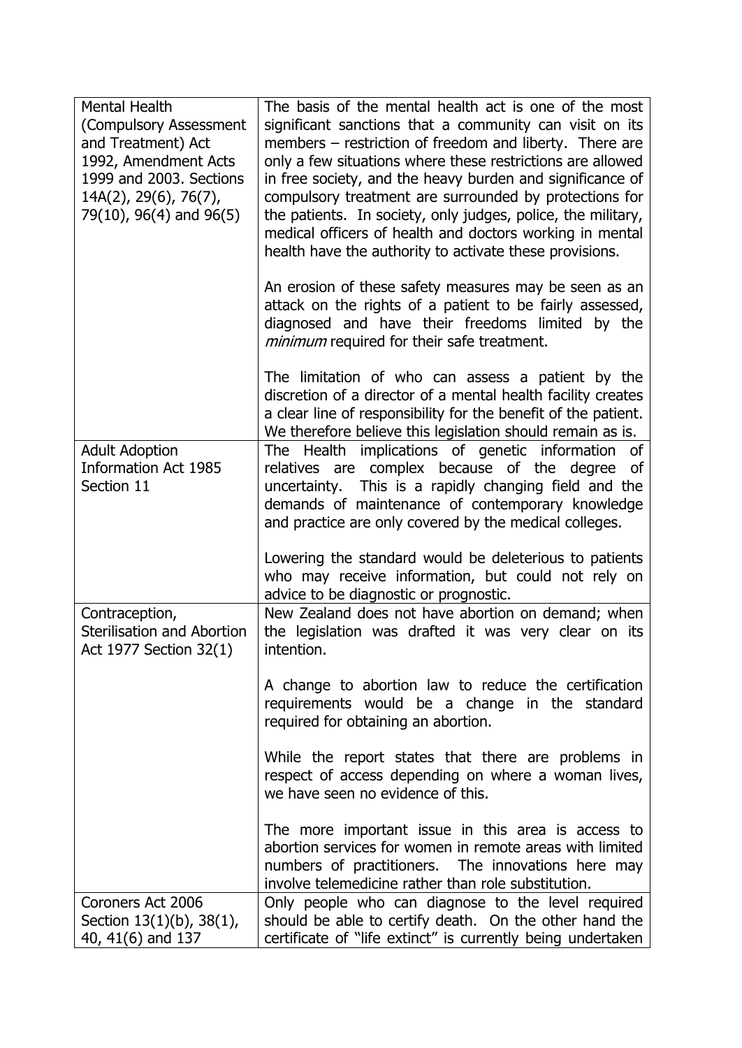| | |
|---|---|
| Mental Health (Compulsory Assessment and Treatment) Act 1992, Amendment Acts 1999 and 2003. Sections 14A(2), 29(6), 76(7), 79(10), 96(4) and 96(5) | The basis of the mental health act is one of the most significant sanctions that a community can visit on its members – restriction of freedom and liberty. There are only a few situations where these restrictions are allowed in free society, and the heavy burden and significance of compulsory treatment are surrounded by protections for the patients. In society, only judges, police, the military, medical officers of health and doctors working in mental health have the authority to activate these provisions.<br><br>An erosion of these safety measures may be seen as an attack on the rights of a patient to be fairly assessed, diagnosed and have their freedoms limited by the *minimum* required for their safe treatment.<br><br>The limitation of who can assess a patient by the discretion of a director of a mental health facility creates a clear line of responsibility for the benefit of the patient. We therefore believe this legislation should remain as is. |
| Adult Adoption Information Act 1985 Section 11 | The Health implications of genetic information of relatives are complex because of the degree of uncertainty. This is a rapidly changing field and the demands of maintenance of contemporary knowledge and practice are only covered by the medical colleges.<br><br>Lowering the standard would be deleterious to patients who may receive information, but could not rely on advice to be diagnostic or prognostic. |
| Contraception, Sterilisation and Abortion Act 1977 Section 32(1) | New Zealand does not have abortion on demand; when the legislation was drafted it was very clear on its intention.<br><br>A change to abortion law to reduce the certification requirements would be a change in the standard required for obtaining an abortion.<br><br>While the report states that there are problems in respect of access depending on where a woman lives, we have seen no evidence of this.<br><br>The more important issue in this area is access to abortion services for women in remote areas with limited numbers of practitioners. The innovations here may involve telemedicine rather than role substitution. |
| Coroners Act 2006 Section 13(1)(b), 38(1), 40, 41(6) and 137 | Only people who can diagnose to the level required should be able to certify death. On the other hand the certificate of "life extinct" is currently being undertaken |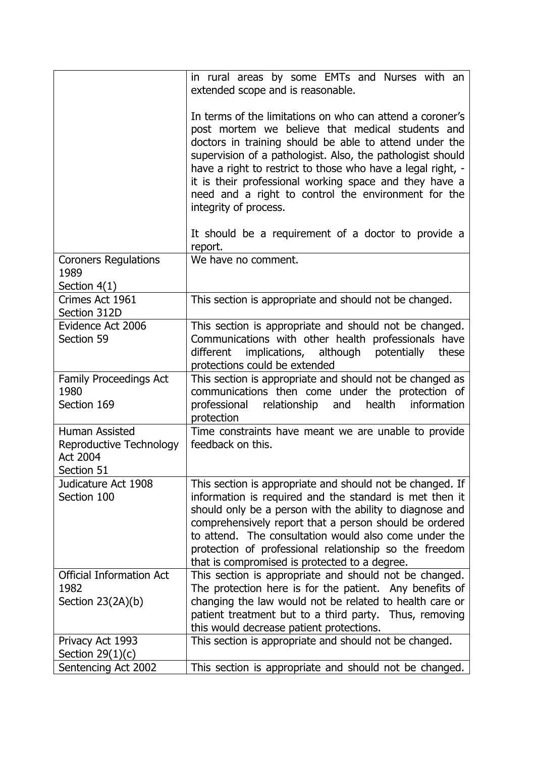| | |
|---|---|
| | in rural areas by some EMTs and Nurses with an extended scope and is reasonable.<br><br>In terms of the limitations on who can attend a coroner's post mortem we believe that medical students and doctors in training should be able to attend under the supervision of a pathologist. Also, the pathologist should have a right to restrict to those who have a legal right, - it is their professional working space and they have a need and a right to control the environment for the integrity of process.<br><br>It should be a requirement of a doctor to provide a report. |
| Coroners Regulations 1989<br>Section 4(1) | We have no comment. |
| Crimes Act 1961<br>Section 312D | This section is appropriate and should not be changed. |
| Evidence Act 2006<br>Section 59 | This section is appropriate and should not be changed. Communications with other health professionals have different implications, although potentially these protections could be extended |
| Family Proceedings Act 1980<br>Section 169 | This section is appropriate and should not be changed as communications then come under the protection of professional relationship and health information protection |
| Human Assisted Reproductive Technology Act 2004<br>Section 51 | Time constraints have meant we are unable to provide feedback on this. |
| Judicature Act 1908<br>Section 100 | This section is appropriate and should not be changed. If information is required and the standard is met then it should only be a person with the ability to diagnose and comprehensively report that a person should be ordered to attend. The consultation would also come under the protection of professional relationship so the freedom that is compromised is protected to a degree. |
| Official Information Act 1982<br>Section 23(2A)(b) | This section is appropriate and should not be changed. The protection here is for the patient. Any benefits of changing the law would not be related to health care or patient treatment but to a third party. Thus, removing this would decrease patient protections. |
| Privacy Act 1993<br>Section 29(1)(c) | This section is appropriate and should not be changed. |
| Sentencing Act 2002 | This section is appropriate and should not be changed. |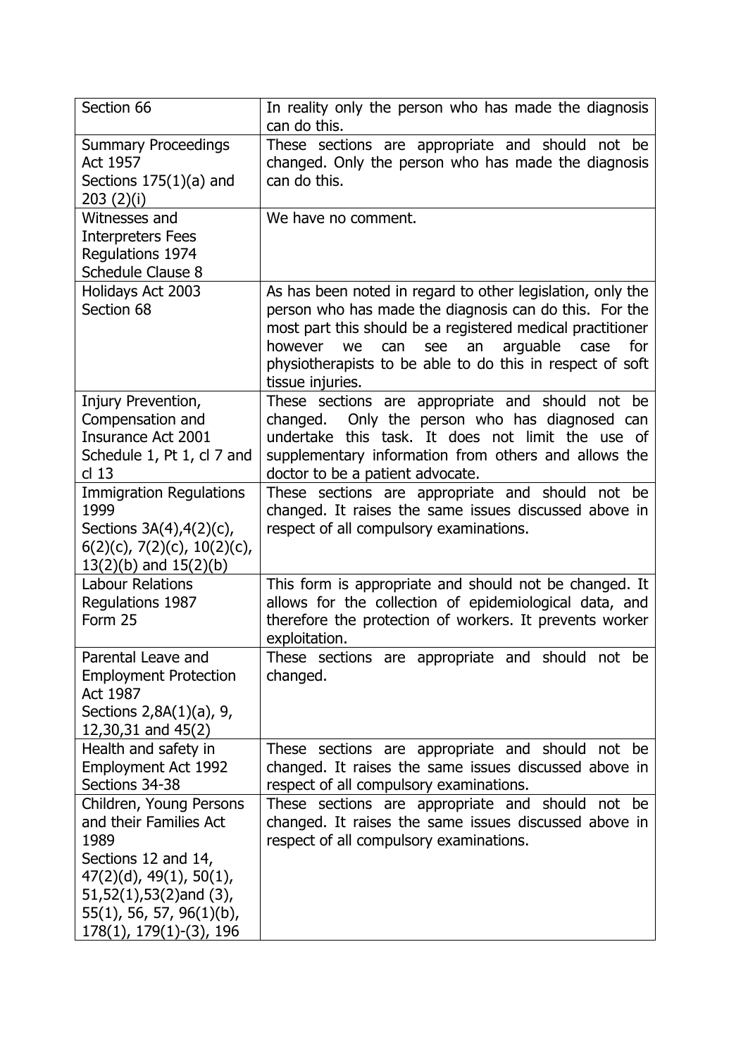| Section 66 | In reality only the person who has made the diagnosis can do this. |
|---|---|
| Summary Proceedings Act 1957<br>Sections 175(1)(a) and 203 (2)(i) | These sections are appropriate and should not be changed. Only the person who has made the diagnosis can do this. |
| Witnesses and Interpreters Fees Regulations 1974<br>Schedule Clause 8 | We have no comment. |
| Holidays Act 2003<br>Section 68 | As has been noted in regard to other legislation, only the person who has made the diagnosis can do this. For the most part this should be a registered medical practitioner however we can see an arguable case for physiotherapists to be able to do this in respect of soft tissue injuries. |
| Injury Prevention, Compensation and Insurance Act 2001<br>Schedule 1, Pt 1, cl 7 and cl 13 | These sections are appropriate and should not be changed. Only the person who has diagnosed can undertake this task. It does not limit the use of supplementary information from others and allows the doctor to be a patient advocate. |
| Immigration Regulations 1999<br>Sections 3A(4),4(2)(c), 6(2)(c), 7(2)(c), 10(2)(c), 13(2)(b) and 15(2)(b) | These sections are appropriate and should not be changed. It raises the same issues discussed above in respect of all compulsory examinations. |
| Labour Relations Regulations 1987<br>Form 25 | This form is appropriate and should not be changed. It allows for the collection of epidemiological data, and therefore the protection of workers. It prevents worker exploitation. |
| Parental Leave and Employment Protection Act 1987<br>Sections 2,8A(1)(a), 9, 12,30,31 and 45(2) | These sections are appropriate and should not be changed. |
| Health and safety in Employment Act 1992<br>Sections 34-38 | These sections are appropriate and should not be changed. It raises the same issues discussed above in respect of all compulsory examinations. |
| Children, Young Persons and their Families Act 1989<br>Sections 12 and 14, 47(2)(d), 49(1), 50(1), 51,52(1),53(2)and (3), 55(1), 56, 57, 96(1)(b), 178(1), 179(1)-(3), 196 | These sections are appropriate and should not be changed. It raises the same issues discussed above in respect of all compulsory examinations. |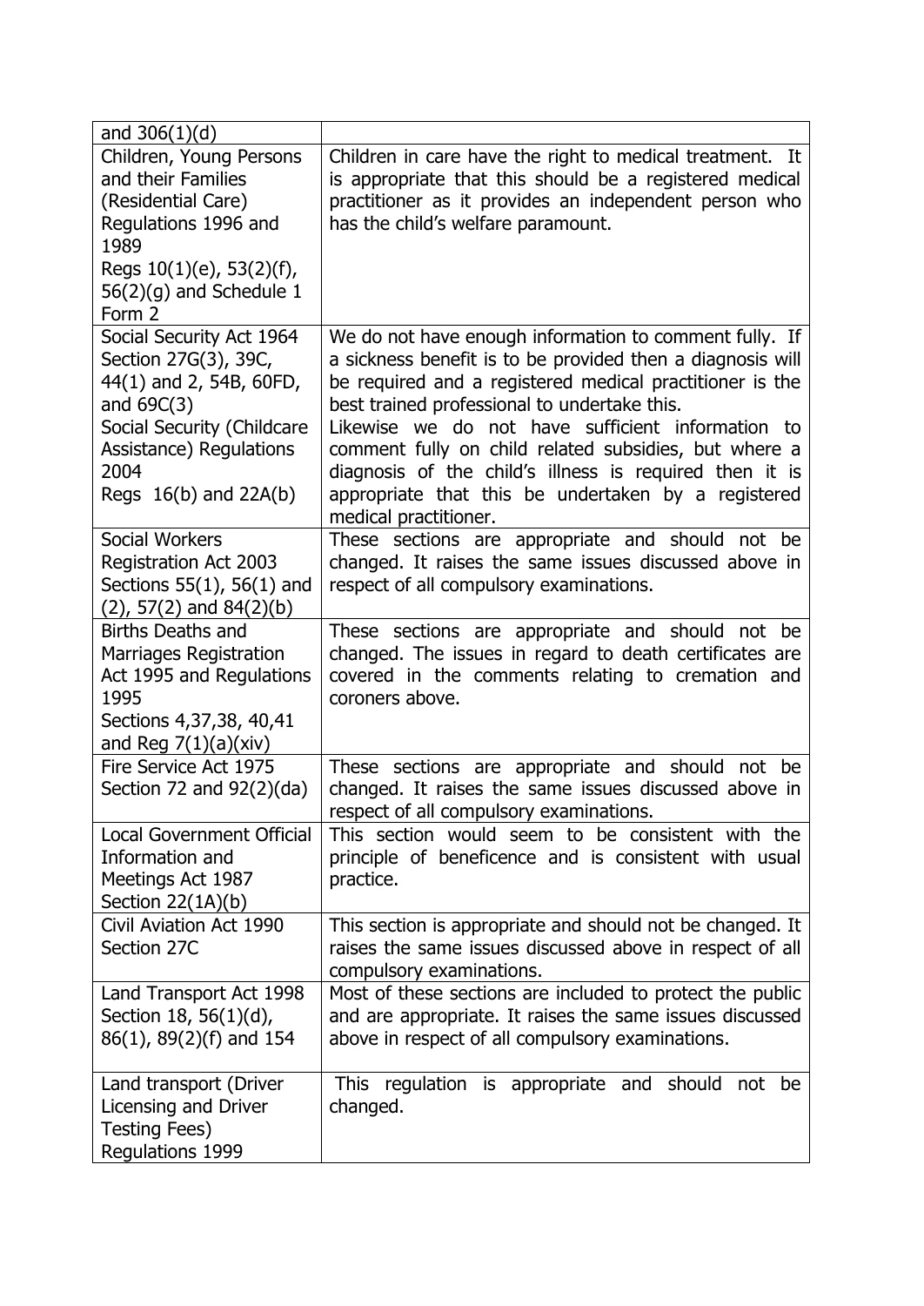| | |
|---|---|
| and 306(1)(d) | |
| Children, Young Persons and their Families (Residential Care) Regulations 1996 and 1989<br>Regs 10(1)(e), 53(2)(f), 56(2)(g) and Schedule 1 Form 2 | Children in care have the right to medical treatment. It is appropriate that this should be a registered medical practitioner as it provides an independent person who has the child's welfare paramount. |
| Social Security Act 1964<br>Section 27G(3), 39C, 44(1) and 2, 54B, 60FD, and 69C(3)<br>Social Security (Childcare Assistance) Regulations 2004<br>Regs 16(b) and 22A(b) | We do not have enough information to comment fully. If a sickness benefit is to be provided then a diagnosis will be required and a registered medical practitioner is the best trained professional to undertake this.<br>Likewise we do not have sufficient information to comment fully on child related subsidies, but where a diagnosis of the child's illness is required then it is appropriate that this be undertaken by a registered medical practitioner. |
| Social Workers Registration Act 2003<br>Sections 55(1), 56(1) and (2), 57(2) and 84(2)(b) | These sections are appropriate and should not be changed. It raises the same issues discussed above in respect of all compulsory examinations. |
| Births Deaths and Marriages Registration Act 1995 and Regulations 1995<br>Sections 4,37,38, 40,41 and Reg 7(1)(a)(xiv) | These sections are appropriate and should not be changed. The issues in regard to death certificates are covered in the comments relating to cremation and coroners above. |
| Fire Service Act 1975<br>Section 72 and 92(2)(da) | These sections are appropriate and should not be changed. It raises the same issues discussed above in respect of all compulsory examinations. |
| Local Government Official Information and Meetings Act 1987<br>Section 22(1A)(b) | This section would seem to be consistent with the principle of beneficence and is consistent with usual practice. |
| Civil Aviation Act 1990<br>Section 27C | This section is appropriate and should not be changed. It raises the same issues discussed above in respect of all compulsory examinations. |
| Land Transport Act 1998<br>Section 18, 56(1)(d), 86(1), 89(2)(f) and 154 | Most of these sections are included to protect the public and are appropriate. It raises the same issues discussed above in respect of all compulsory examinations. |
| Land transport (Driver Licensing and Driver Testing Fees) Regulations 1999 | This regulation is appropriate and should not be changed. |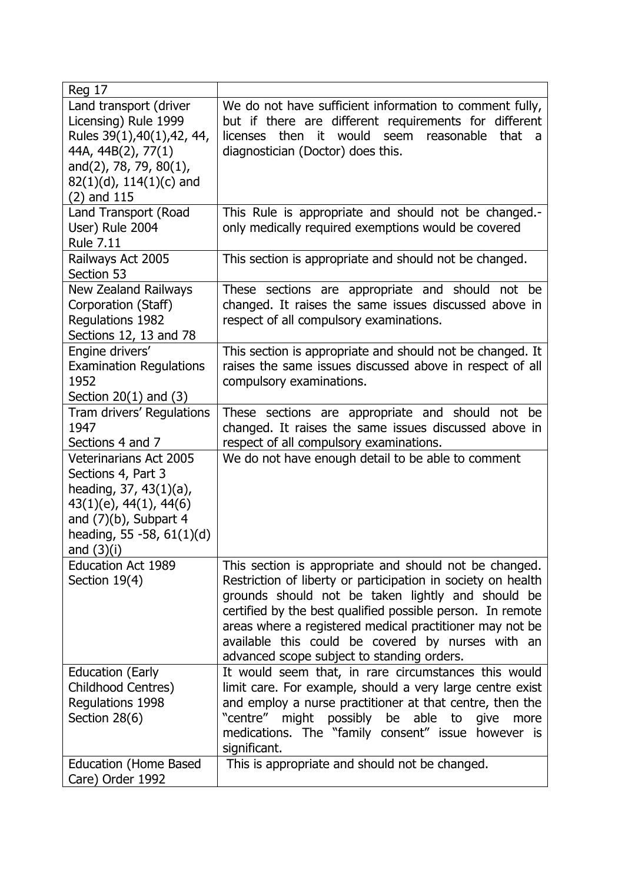| Reg 17 | |
|---|---|
| Land transport (driver Licensing) Rule 1999 Rules 39(1),40(1),42, 44, 44A, 44B(2), 77(1) and(2), 78, 79, 80(1), 82(1)(d), 114(1)(c) and (2) and 115 | We do not have sufficient information to comment fully, but if there are different requirements for different licenses then it would seem reasonable that a diagnostician (Doctor) does this. |
| Land Transport (Road User) Rule 2004 Rule 7.11 | This Rule is appropriate and should not be changed.- only medically required exemptions would be covered |
| Railways Act 2005 Section 53 | This section is appropriate and should not be changed. |
| New Zealand Railways Corporation (Staff) Regulations 1982 Sections 12, 13 and 78 | These sections are appropriate and should not be changed. It raises the same issues discussed above in respect of all compulsory examinations. |
| Engine drivers' Examination Regulations 1952 Section 20(1) and (3) | This section is appropriate and should not be changed. It raises the same issues discussed above in respect of all compulsory examinations. |
| Tram drivers' Regulations 1947 Sections 4 and 7 | These sections are appropriate and should not be changed. It raises the same issues discussed above in respect of all compulsory examinations. |
| Veterinarians Act 2005 Sections 4, Part 3 heading, 37, 43(1)(a), 43(1)(e), 44(1), 44(6) and (7)(b), Subpart 4 heading, 55 -58, 61(1)(d) and (3)(i) | We do not have enough detail to be able to comment |
| Education Act 1989 Section 19(4) | This section is appropriate and should not be changed. Restriction of liberty or participation in society on health grounds should not be taken lightly and should be certified by the best qualified possible person. In remote areas where a registered medical practitioner may not be available this could be covered by nurses with an advanced scope subject to standing orders. |
| Education (Early Childhood Centres) Regulations 1998 Section 28(6) | It would seem that, in rare circumstances this would limit care. For example, should a very large centre exist and employ a nurse practitioner at that centre, then the "centre" might possibly be able to give more medications. The "family consent" issue however is significant. |
| Education (Home Based Care) Order 1992 | This is appropriate and should not be changed. |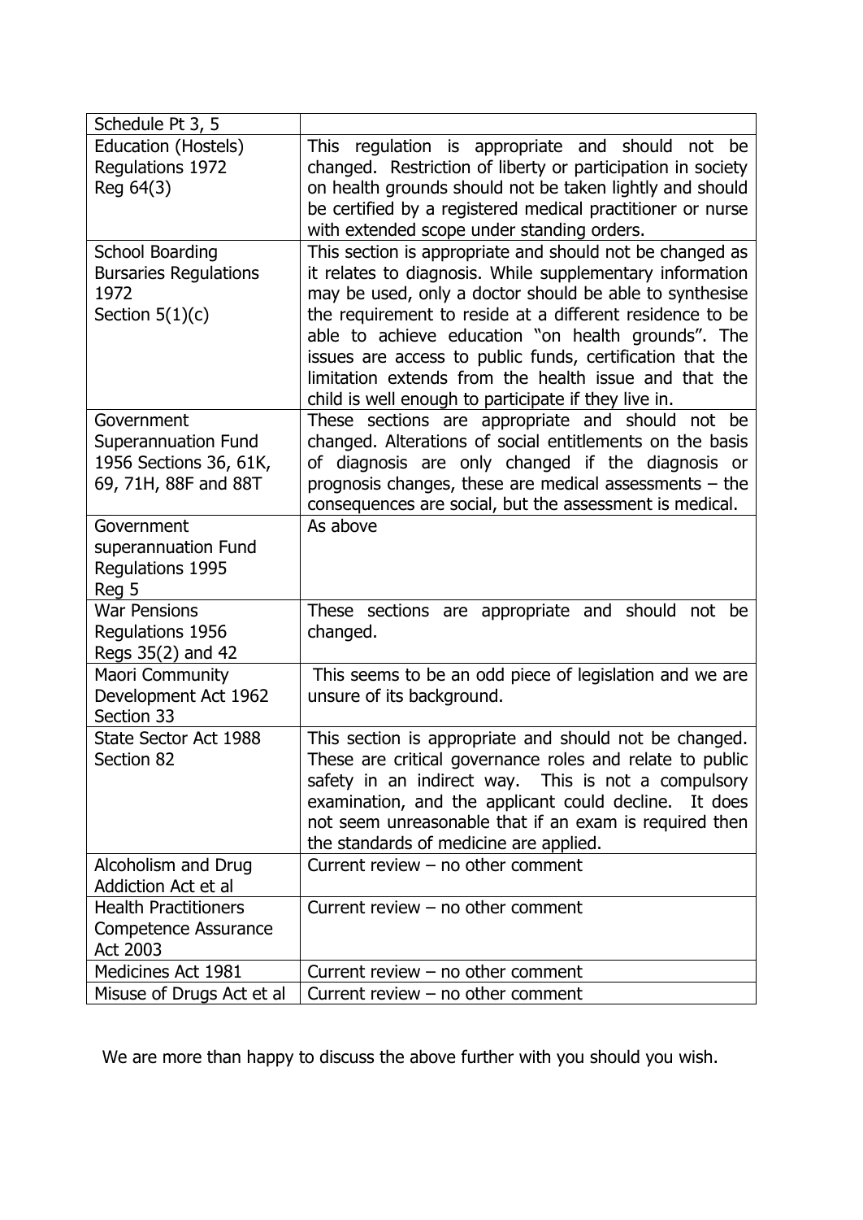| Schedule Pt 3, 5 | |
|---|---|
| Education (Hostels) Regulations 1972 Reg 64(3) | This regulation is appropriate and should not be changed. Restriction of liberty or participation in society on health grounds should not be taken lightly and should be certified by a registered medical practitioner or nurse with extended scope under standing orders. |
| School Boarding Bursaries Regulations 1972 Section 5(1)(c) | This section is appropriate and should not be changed as it relates to diagnosis. While supplementary information may be used, only a doctor should be able to synthesise the requirement to reside at a different residence to be able to achieve education "on health grounds". The issues are access to public funds, certification that the limitation extends from the health issue and that the child is well enough to participate if they live in. |
| Government Superannuation Fund 1956 Sections 36, 61K, 69, 71H, 88F and 88T | These sections are appropriate and should not be changed. Alterations of social entitlements on the basis of diagnosis are only changed if the diagnosis or prognosis changes, these are medical assessments – the consequences are social, but the assessment is medical. |
| Government superannuation Fund Regulations 1995 Reg 5 | As above |
| War Pensions Regulations 1956 Regs 35(2) and 42 | These sections are appropriate and should not be changed. |
| Maori Community Development Act 1962 Section 33 | This seems to be an odd piece of legislation and we are unsure of its background. |
| State Sector Act 1988 Section 82 | This section is appropriate and should not be changed. These are critical governance roles and relate to public safety in an indirect way. This is not a compulsory examination, and the applicant could decline. It does not seem unreasonable that if an exam is required then the standards of medicine are applied. |
| Alcoholism and Drug Addiction Act et al | Current review – no other comment |
| Health Practitioners Competence Assurance Act 2003 | Current review – no other comment |
| Medicines Act 1981 | Current review – no other comment |
| Misuse of Drugs Act et al | Current review – no other comment |

We are more than happy to discuss the above further with you should you wish.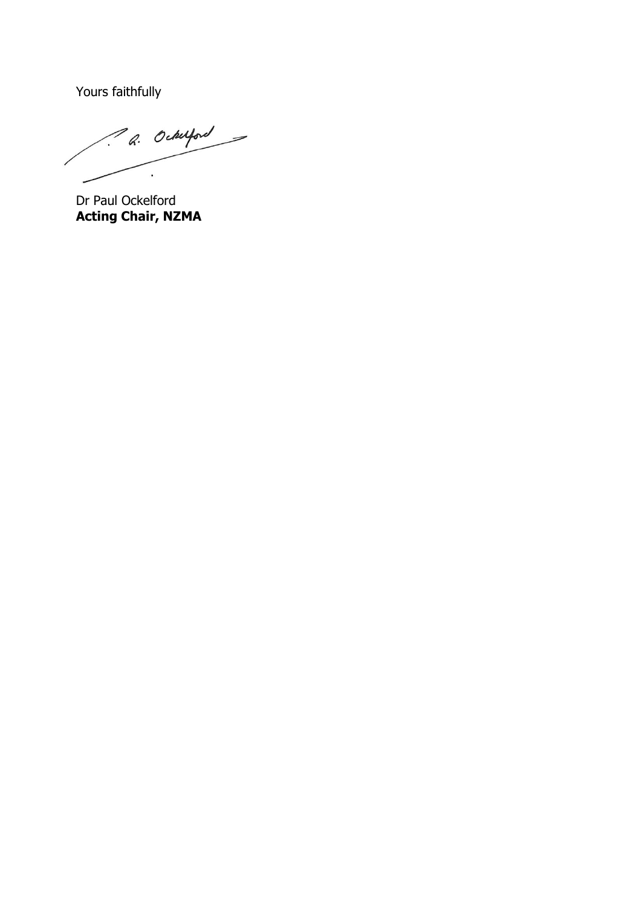Yours faithfully

Dr Paul Ockelford
**Acting Chair, NZMA**